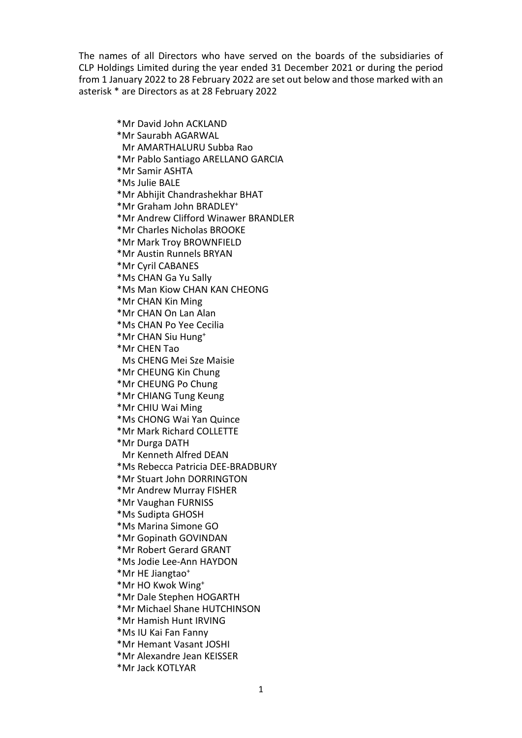The names of all Directors who have served on the boards of the subsidiaries of CLP Holdings Limited during the year ended 31 December 2021 or during the period from 1 January 2022 to 28 February 2022 are set out below and those marked with an asterisk * are Directors as at 28 February 2022

*Mr David John ACKLAND
*Mr Saurabh AGARWAL
Mr AMARTHALURU Subba Rao
*Mr Pablo Santiago ARELLANO GARCIA
*Mr Samir ASHTA
*Ms Julie BALE
*Mr Abhijit Chandrashekhar BHAT
*Mr Graham John BRADLEY[+]
*Mr Andrew Clifford Winawer BRANDLER
*Mr Charles Nicholas BROOKE
*Mr Mark Troy BROWNFIELD
*Mr Austin Runnels BRYAN
*Mr Cyril CABANES
*Ms CHAN Ga Yu Sally
*Ms Man Kiow CHAN KAN CHEONG
*Mr CHAN Kin Ming
*Mr CHAN On Lan Alan
*Ms CHAN Po Yee Cecilia
*Mr CHAN Siu Hung[+]
*Mr CHEN Tao
Ms CHENG Mei Sze Maisie
*Mr CHEUNG Kin Chung
*Mr CHEUNG Po Chung
*Mr CHIANG Tung Keung
*Mr CHIU Wai Ming
*Ms CHONG Wai Yan Quince
*Mr Mark Richard COLLETTE
*Mr Durga DATH
Mr Kenneth Alfred DEAN
*Ms Rebecca Patricia DEE-BRADBURY
*Mr Stuart John DORRINGTON
*Mr Andrew Murray FISHER
*Mr Vaughan FURNISS
*Ms Sudipta GHOSH
*Ms Marina Simone GO
*Mr Gopinath GOVINDAN
*Mr Robert Gerard GRANT
*Ms Jodie Lee-Ann HAYDON
*Mr HE Jiangtao[+]
*Mr HO Kwok Wing[+]
*Mr Dale Stephen HOGARTH
*Mr Michael Shane HUTCHINSON
*Mr Hamish Hunt IRVING
*Ms IU Kai Fan Fanny
*Mr Hemant Vasant JOSHI
*Mr Alexandre Jean KEISSER
*Mr Jack KOTLYAR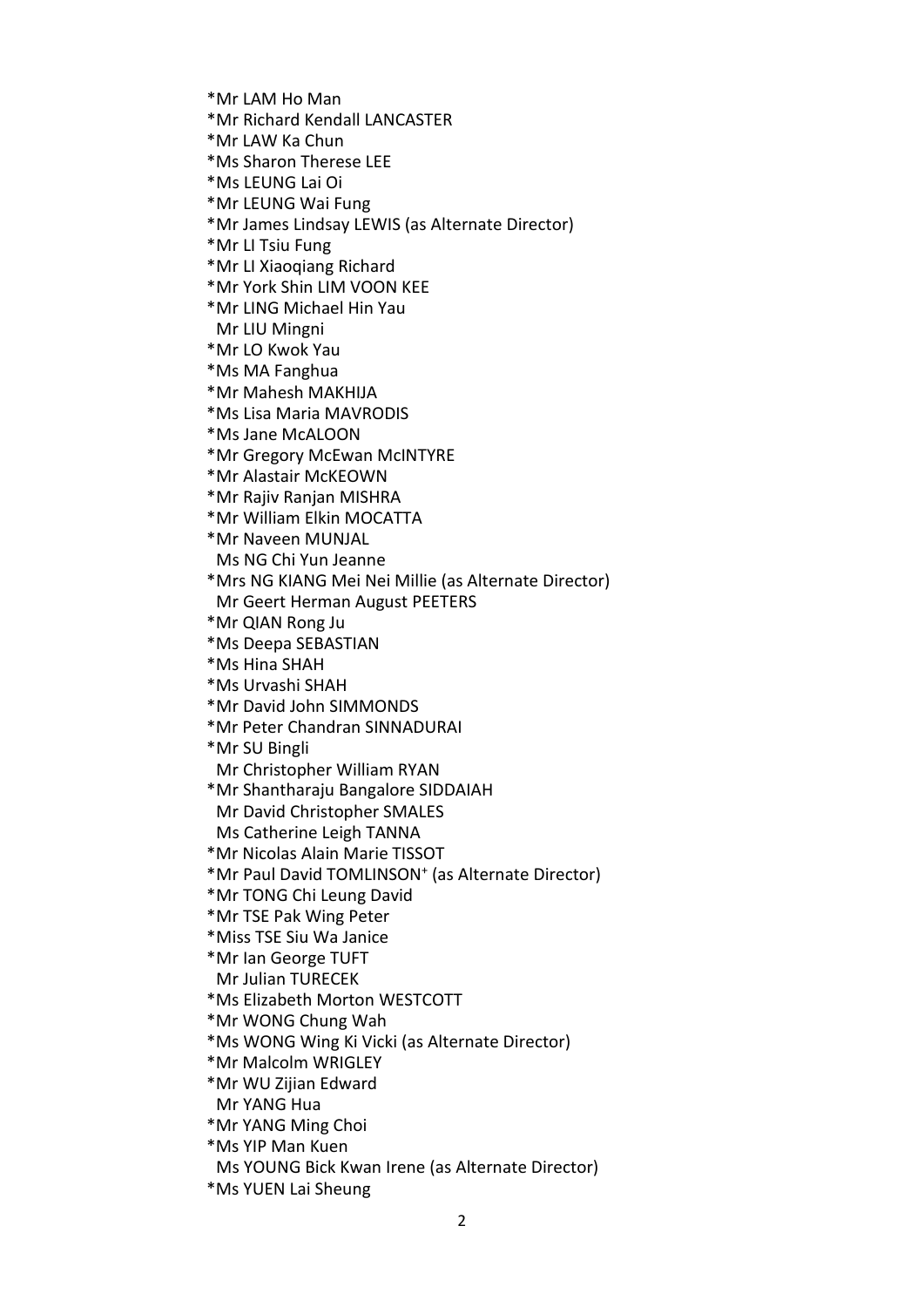*Mr LAM Ho Man
*Mr Richard Kendall LANCASTER
*Mr LAW Ka Chun
*Ms Sharon Therese LEE
*Ms LEUNG Lai Oi
*Mr LEUNG Wai Fung
*Mr James Lindsay LEWIS (as Alternate Director)
*Mr LI Tsiu Fung
*Mr LI Xiaoqiang Richard
*Mr York Shin LIM VOON KEE
*Mr LING Michael Hin Yau
Mr LIU Mingni
*Mr LO Kwok Yau
*Ms MA Fanghua
*Mr Mahesh MAKHIJA
*Ms Lisa Maria MAVRODIS
*Ms Jane McALOON
*Mr Gregory McEwan McINTYRE
*Mr Alastair McKEOWN
*Mr Rajiv Ranjan MISHRA
*Mr William Elkin MOCATTA
*Mr Naveen MUNJAL
Ms NG Chi Yun Jeanne
*Mrs NG KIANG Mei Nei Millie (as Alternate Director)
Mr Geert Herman August PEETERS
*Mr QIAN Rong Ju
*Ms Deepa SEBASTIAN
*Ms Hina SHAH
*Ms Urvashi SHAH
*Mr David John SIMMONDS
*Mr Peter Chandran SINNADURAI
*Mr SU Bingli
Mr Christopher William RYAN
*Mr Shantharaju Bangalore SIDDAIAH
Mr David Christopher SMALES
Ms Catherine Leigh TANNA
*Mr Nicolas Alain Marie TISSOT
*Mr Paul David TOMLINSON+ (as Alternate Director)
*Mr TONG Chi Leung David
*Mr TSE Pak Wing Peter
*Miss TSE Siu Wa Janice
*Mr Ian George TUFT
Mr Julian TURECEK
*Ms Elizabeth Morton WESTCOTT
*Mr WONG Chung Wah
*Ms WONG Wing Ki Vicki (as Alternate Director)
*Mr Malcolm WRIGLEY
*Mr WU Zijian Edward
Mr YANG Hua
*Mr YANG Ming Choi
*Ms YIP Man Kuen
Ms YOUNG Bick Kwan Irene (as Alternate Director)
*Ms YUEN Lai Sheung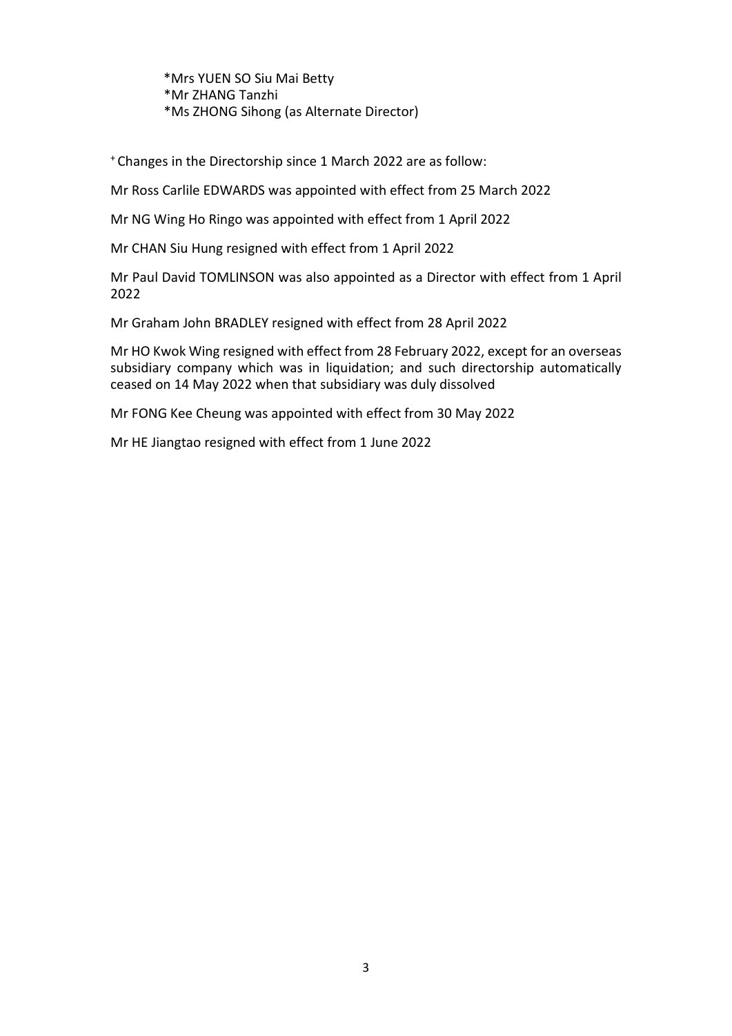*Mrs YUEN SO Siu Mai Betty
*Mr ZHANG Tanzhi
*Ms ZHONG Sihong (as Alternate Director)

+ Changes in the Directorship since 1 March 2022 are as follow:

Mr Ross Carlile EDWARDS was appointed with effect from 25 March 2022

Mr NG Wing Ho Ringo was appointed with effect from 1 April 2022

Mr CHAN Siu Hung resigned with effect from 1 April 2022

Mr Paul David TOMLINSON was also appointed as a Director with effect from 1 April 2022

Mr Graham John BRADLEY resigned with effect from 28 April 2022

Mr HO Kwok Wing resigned with effect from 28 February 2022, except for an overseas subsidiary company which was in liquidation; and such directorship automatically ceased on 14 May 2022 when that subsidiary was duly dissolved

Mr FONG Kee Cheung was appointed with effect from 30 May 2022

Mr HE Jiangtao resigned with effect from 1 June 2022